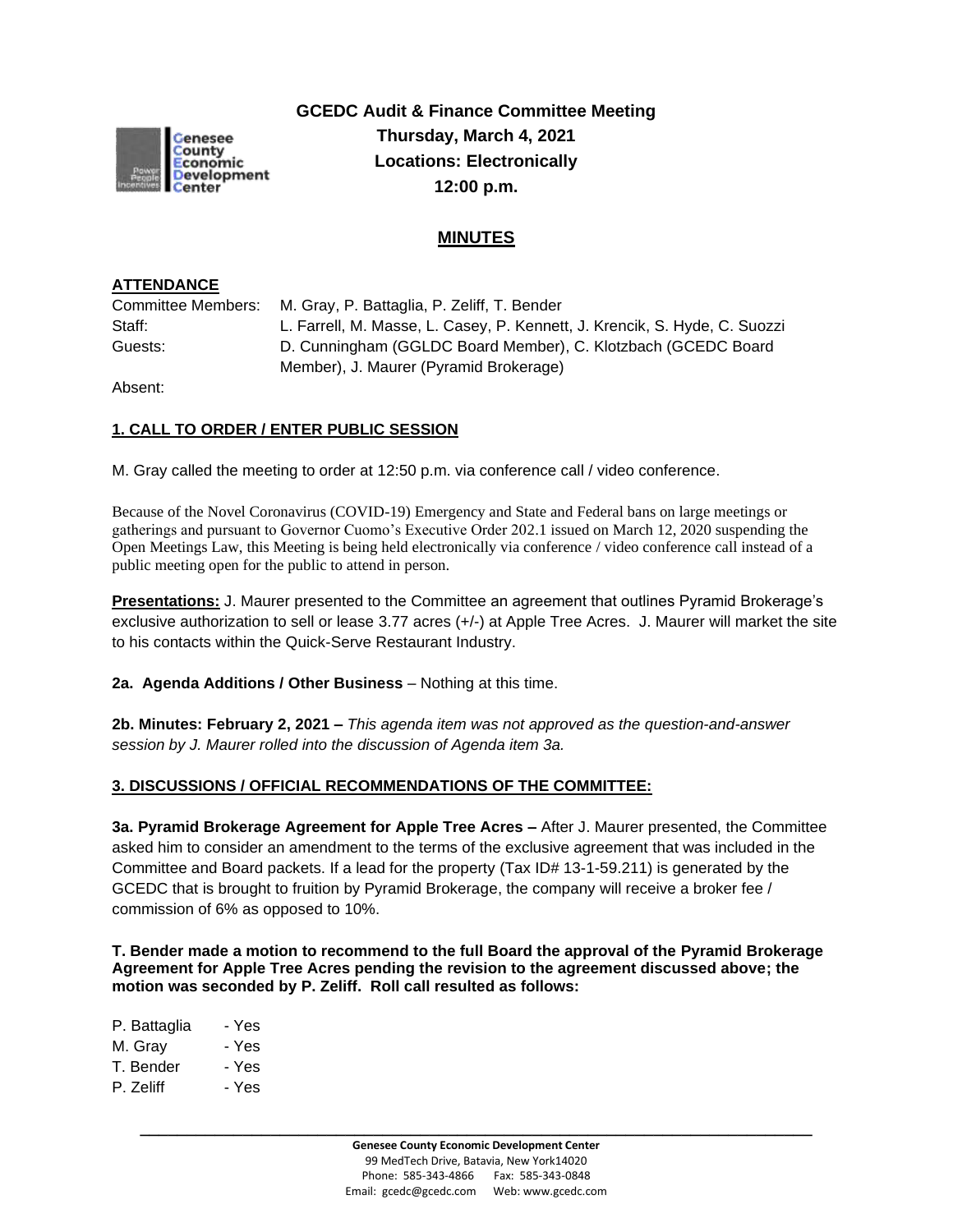# GCEDC Audit & Finance Committee Meeting

**Thursday, March 4, 2021**
**Locations: Electronically**
**12:00 p.m.**

## MINUTES

**ATTENDANCE**

Committee Members: M. Gray, P. Battaglia, P. Zeliff, T. Bender
Staff: L. Farrell, M. Masse, L. Casey, P. Kennett, J. Krencik, S. Hyde, C. Suozzi
Guests: D. Cunningham (GGLDC Board Member), C. Klotzbach (GCEDC Board Member), J. Maurer (Pyramid Brokerage)
Absent:

**1. CALL TO ORDER / ENTER PUBLIC SESSION**

M. Gray called the meeting to order at 12:50 p.m. via conference call / video conference.

Because of the Novel Coronavirus (COVID-19) Emergency and State and Federal bans on large meetings or gatherings and pursuant to Governor Cuomo's Executive Order 202.1 issued on March 12, 2020 suspending the Open Meetings Law, this Meeting is being held electronically via conference / video conference call instead of a public meeting open for the public to attend in person.

**Presentations:** J. Maurer presented to the Committee an agreement that outlines Pyramid Brokerage's exclusive authorization to sell or lease 3.77 acres (+/-) at Apple Tree Acres. J. Maurer will market the site to his contacts within the Quick-Serve Restaurant Industry.

**2a. Agenda Additions / Other Business** – Nothing at this time.

**2b. Minutes: February 2, 2021 –** *This agenda item was not approved as the question-and-answer session by J. Maurer rolled into the discussion of Agenda item 3a.*

**3. DISCUSSIONS / OFFICIAL RECOMMENDATIONS OF THE COMMITTEE:**

**3a. Pyramid Brokerage Agreement for Apple Tree Acres –** After J. Maurer presented, the Committee asked him to consider an amendment to the terms of the exclusive agreement that was included in the Committee and Board packets. If a lead for the property (Tax ID# 13-1-59.211) is generated by the GCEDC that is brought to fruition by Pyramid Brokerage, the company will receive a broker fee / commission of 6% as opposed to 10%.

**T. Bender made a motion to recommend to the full Board the approval of the Pyramid Brokerage Agreement for Apple Tree Acres pending the revision to the agreement discussed above; the motion was seconded by P. Zeliff. Roll call resulted as follows:**

P. Battaglia - Yes
M. Gray - Yes
T. Bender - Yes
P. Zeliff - Yes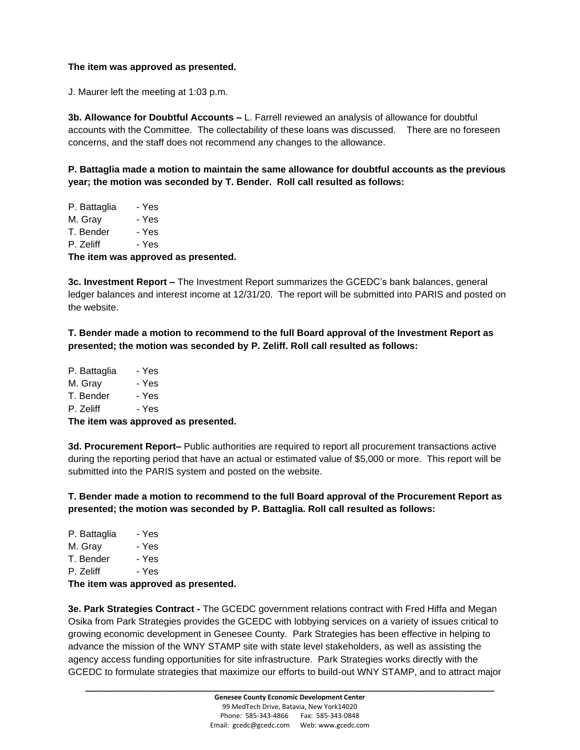**The item was approved as presented.**

J. Maurer left the meeting at 1:03 p.m.

**3b. Allowance for Doubtful Accounts –** L. Farrell reviewed an analysis of allowance for doubtful accounts with the Committee. The collectability of these loans was discussed. There are no foreseen concerns, and the staff does not recommend any changes to the allowance.

**P. Battaglia made a motion to maintain the same allowance for doubtful accounts as the previous year; the motion was seconded by T. Bender. Roll call resulted as follows:**

P. Battaglia - Yes
M. Gray - Yes
T. Bender - Yes
P. Zeliff - Yes
**The item was approved as presented.**

**3c. Investment Report –** The Investment Report summarizes the GCEDC's bank balances, general ledger balances and interest income at 12/31/20. The report will be submitted into PARIS and posted on the website.

**T. Bender made a motion to recommend to the full Board approval of the Investment Report as presented; the motion was seconded by P. Zeliff. Roll call resulted as follows:**

P. Battaglia - Yes
M. Gray - Yes
T. Bender - Yes
P. Zeliff - Yes
**The item was approved as presented.**

**3d. Procurement Report–** Public authorities are required to report all procurement transactions active during the reporting period that have an actual or estimated value of $5,000 or more. This report will be submitted into the PARIS system and posted on the website.

**T. Bender made a motion to recommend to the full Board approval of the Procurement Report as presented; the motion was seconded by P. Battaglia. Roll call resulted as follows:**

P. Battaglia - Yes
M. Gray - Yes
T. Bender - Yes
P. Zeliff - Yes
**The item was approved as presented.**

**3e. Park Strategies Contract -** The GCEDC government relations contract with Fred Hiffa and Megan Osika from Park Strategies provides the GCEDC with lobbying services on a variety of issues critical to growing economic development in Genesee County. Park Strategies has been effective in helping to advance the mission of the WNY STAMP site with state level stakeholders, as well as assisting the agency access funding opportunities for site infrastructure. Park Strategies works directly with the GCEDC to formulate strategies that maximize our efforts to build-out WNY STAMP, and to attract major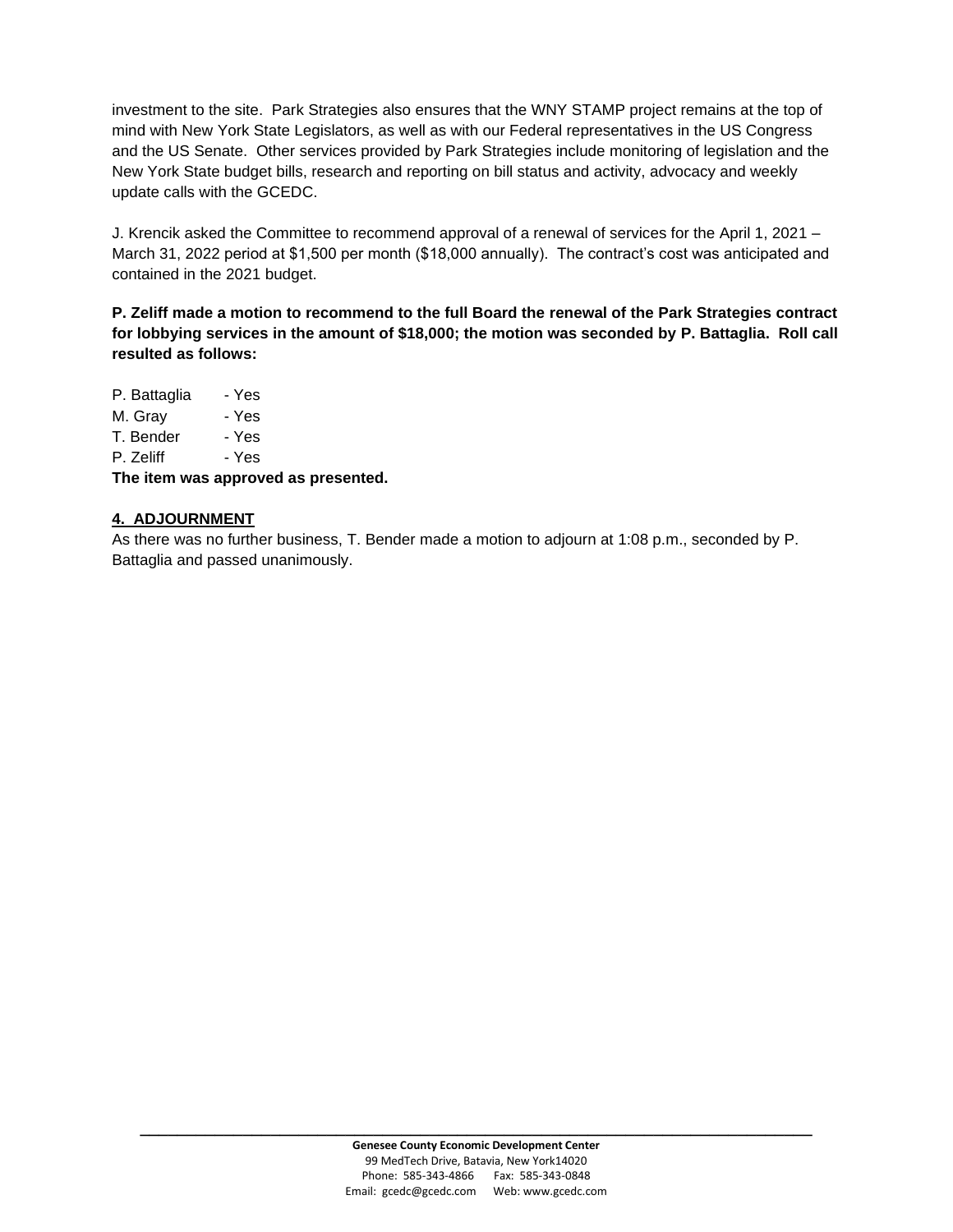investment to the site. Park Strategies also ensures that the WNY STAMP project remains at the top of mind with New York State Legislators, as well as with our Federal representatives in the US Congress and the US Senate. Other services provided by Park Strategies include monitoring of legislation and the New York State budget bills, research and reporting on bill status and activity, advocacy and weekly update calls with the GCEDC.

J. Krencik asked the Committee to recommend approval of a renewal of services for the April 1, 2021 – March 31, 2022 period at $1,500 per month ($18,000 annually). The contract's cost was anticipated and contained in the 2021 budget.

**P. Zeliff made a motion to recommend to the full Board the renewal of the Park Strategies contract for lobbying services in the amount of $18,000; the motion was seconded by P. Battaglia. Roll call resulted as follows:**

P. Battaglia - Yes
M. Gray - Yes
T. Bender - Yes
P. Zeliff - Yes

**The item was approved as presented.**

## 4. ADJOURNMENT

As there was no further business, T. Bender made a motion to adjourn at 1:08 p.m., seconded by P. Battaglia and passed unanimously.